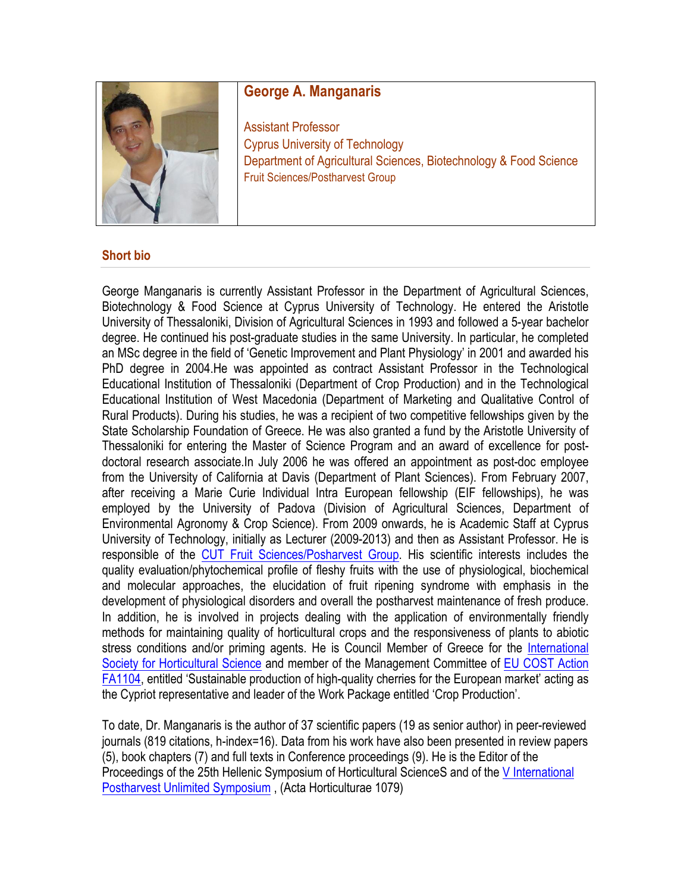# George A. Manganaris

Assistant Professor
Cyprus University of Technology
Department of Agricultural Sciences, Biotechnology & Food Science
Fruit Sciences/Postharvest Group

## Short bio

George Manganaris is currently Assistant Professor in the Department of Agricultural Sciences, Biotechnology & Food Science at Cyprus University of Technology. He entered the Aristotle University of Thessaloniki, Division of Agricultural Sciences in 1993 and followed a 5-year bachelor degree. He continued his post-graduate studies in the same University. In particular, he completed an MSc degree in the field of 'Genetic Improvement and Plant Physiology' in 2001 and awarded his PhD degree in 2004.He was appointed as contract Assistant Professor in the Technological Educational Institution of Thessaloniki (Department of Crop Production) and in the Technological Educational Institution of West Macedonia (Department of Marketing and Qualitative Control of Rural Products). During his studies, he was a recipient of two competitive fellowships given by the State Scholarship Foundation of Greece. He was also granted a fund by the Aristotle University of Thessaloniki for entering the Master of Science Program and an award of excellence for post-doctoral research associate.In July 2006 he was offered an appointment as post-doc employee from the University of California at Davis (Department of Plant Sciences). From February 2007, after receiving a Marie Curie Individual Intra European fellowship (EIF fellowships), he was employed by the University of Padova (Division of Agricultural Sciences, Department of Environmental Agronomy & Crop Science). From 2009 onwards, he is Academic Staff at Cyprus University of Technology, initially as Lecturer (2009-2013) and then as Assistant Professor. He is responsible of the CUT Fruit Sciences/Posharvest Group. His scientific interests includes the quality evaluation/phytochemical profile of fleshy fruits with the use of physiological, biochemical and molecular approaches, the elucidation of fruit ripening syndrome with emphasis in the development of physiological disorders and overall the postharvest maintenance of fresh produce. In addition, he is involved in projects dealing with the application of environmentally friendly methods for maintaining quality of horticultural crops and the responsiveness of plants to abiotic stress conditions and/or priming agents. He is Council Member of Greece for the International Society for Horticultural Science and member of the Management Committee of EU COST Action FA1104, entitled 'Sustainable production of high-quality cherries for the European market' acting as the Cypriot representative and leader of the Work Package entitled 'Crop Production'.

To date, Dr. Manganaris is the author of 37 scientific papers (19 as senior author) in peer-reviewed journals (819 citations, h-index=16). Data from his work have also been presented in review papers (5), book chapters (7) and full texts in Conference proceedings (9). He is the Editor of the Proceedings of the 25th Hellenic Symposium of Horticultural ScienceS and of the V International Postharvest Unlimited Symposium , (Acta Horticulturae 1079)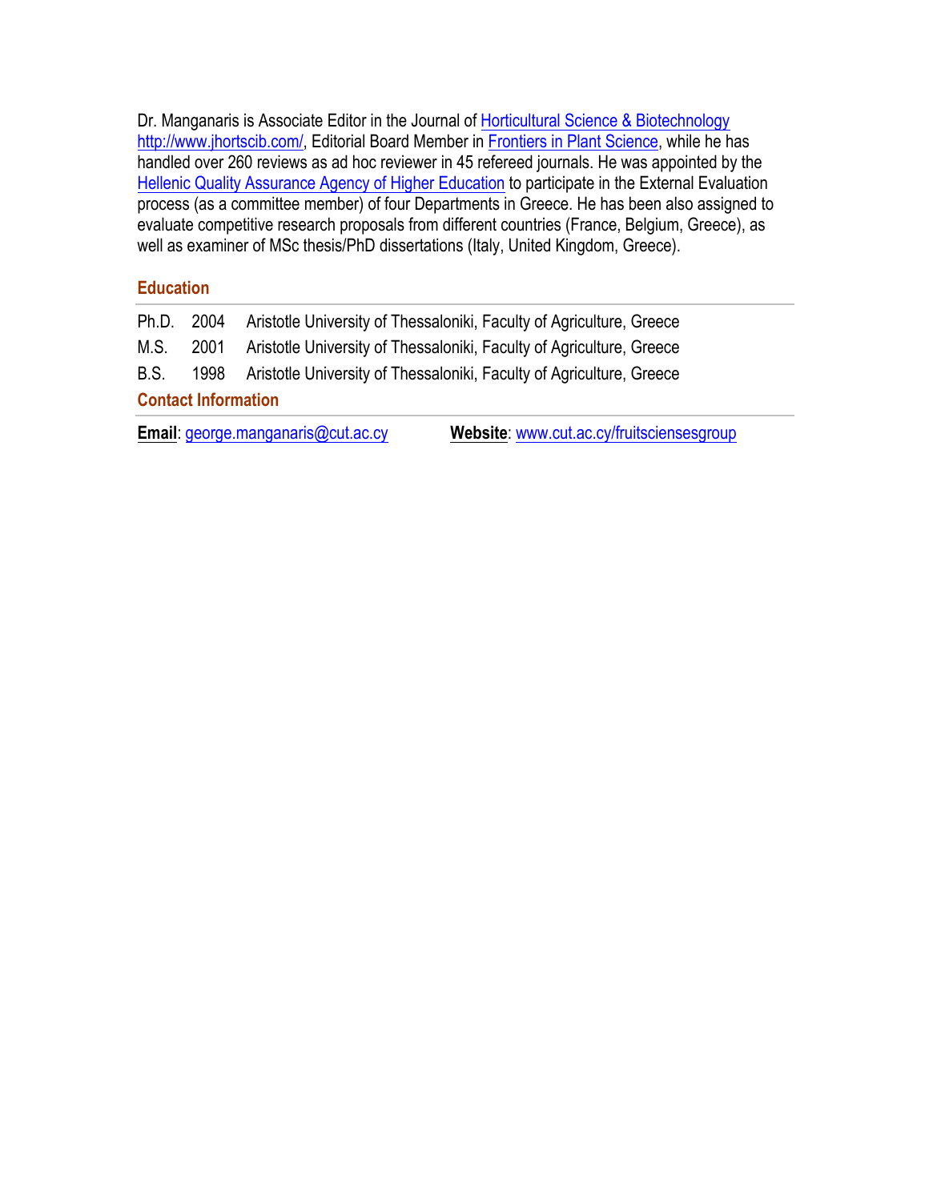Dr. Manganaris is Associate Editor in the Journal of Horticultural Science & Biotechnology http://www.jhortscib.com/, Editorial Board Member in Frontiers in Plant Science, while he has handled over 260 reviews as ad hoc reviewer in 45 refereed journals. He was appointed by the Hellenic Quality Assurance Agency of Higher Education to participate in the External Evaluation process (as a committee member) of four Departments in Greece. He has been also assigned to evaluate competitive research proposals from different countries (France, Belgium, Greece), as well as examiner of MSc thesis/PhD dissertations (Italy, United Kingdom, Greece).

## Education

| | | |
|---|---|---|
| Ph.D. | 2004 | Aristotle University of Thessaloniki, Faculty of Agriculture, Greece |
| M.S. | 2001 | Aristotle University of Thessaloniki, Faculty of Agriculture, Greece |
| B.S. | 1998 | Aristotle University of Thessaloniki, Faculty of Agriculture, Greece |

## Contact Information

**Email**: george.manganaris@cut.ac.cy **Website**: www.cut.ac.cy/fruitsciensesgroup